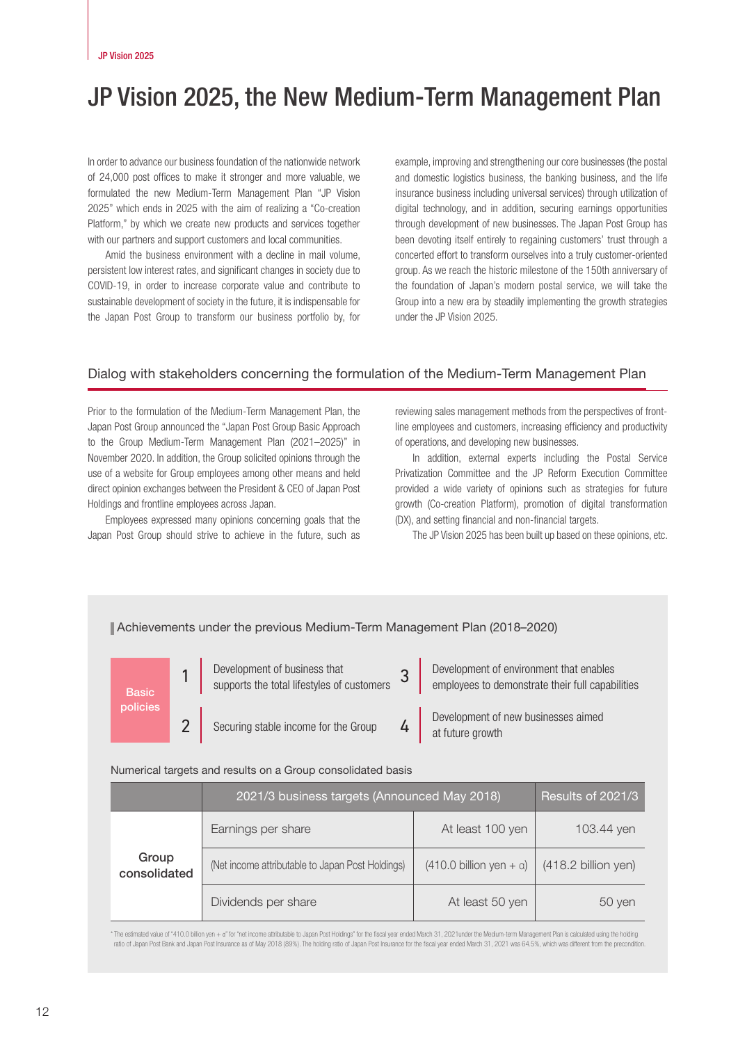# JP Vision 2025, the New Medium-Term Management Plan

In order to advance our business foundation of the nationwide network of 24,000 post offices to make it stronger and more valuable, we formulated the new Medium-Term Management Plan "JP Vision 2025" which ends in 2025 with the aim of realizing a "Co-creation Platform," by which we create new products and services together with our partners and support customers and local communities.

Amid the business environment with a decline in mail volume, persistent low interest rates, and significant changes in society due to COVID-19, in order to increase corporate value and contribute to sustainable development of society in the future, it is indispensable for the Japan Post Group to transform our business portfolio by, for example, improving and strengthening our core businesses (the postal and domestic logistics business, the banking business, and the life insurance business including universal services) through utilization of digital technology, and in addition, securing earnings opportunities through development of new businesses. The Japan Post Group has been devoting itself entirely to regaining customers' trust through a concerted effort to transform ourselves into a truly customer-oriented group. As we reach the historic milestone of the 150th anniversary of the foundation of Japan's modern postal service, we will take the Group into a new era by steadily implementing the growth strategies under the JP Vision 2025.

## Dialog with stakeholders concerning the formulation of the Medium-Term Management Plan

Prior to the formulation of the Medium-Term Management Plan, the Japan Post Group announced the "Japan Post Group Basic Approach to the Group Medium-Term Management Plan (2021–2025)" in November 2020. In addition, the Group solicited opinions through the use of a website for Group employees among other means and held direct opinion exchanges between the President & CEO of Japan Post Holdings and frontline employees across Japan.

Employees expressed many opinions concerning goals that the Japan Post Group should strive to achieve in the future, such as reviewing sales management methods from the perspectives of front-line employees and customers, increasing efficiency and productivity of operations, and developing new businesses.

In addition, external experts including the Postal Service Privatization Committee and the JP Reform Execution Committee provided a wide variety of opinions such as strategies for future growth (Co-creation Platform), promotion of digital transformation (DX), and setting financial and non-financial targets.

The JP Vision 2025 has been built up based on these opinions, etc.

### Achievements under the previous Medium-Term Management Plan (2018–2020)

**Basic policies**

1. Development of business that supports the total lifestyles of customers
2. Securing stable income for the Group
3. Development of environment that enables employees to demonstrate their full capabilities
4. Development of new businesses aimed at future growth

Numerical targets and results on a Group consolidated basis

| | 2021/3 business targets (Announced May 2018) | | Results of 2021/3 |
|---|---|---|---|
| Group consolidated | Earnings per share | At least 100 yen | 103.44 yen |
| | (Net income attributable to Japan Post Holdings) | (410.0 billion yen + α) | (418.2 billion yen) |
| | Dividends per share | At least 50 yen | 50 yen |

* The estimated value of "410.0 billion yen + α" for "net income attributable to Japan Post Holdings" for the fiscal year ended March 31, 2021under the Medium-term Management Plan is calculated using the holding ratio of Japan Post Bank and Japan Post Insurance as of May 2018 (89%). The holding ratio of Japan Post Insurance for the fiscal year ended March 31, 2021 was 64.5%, which was different from the precondition.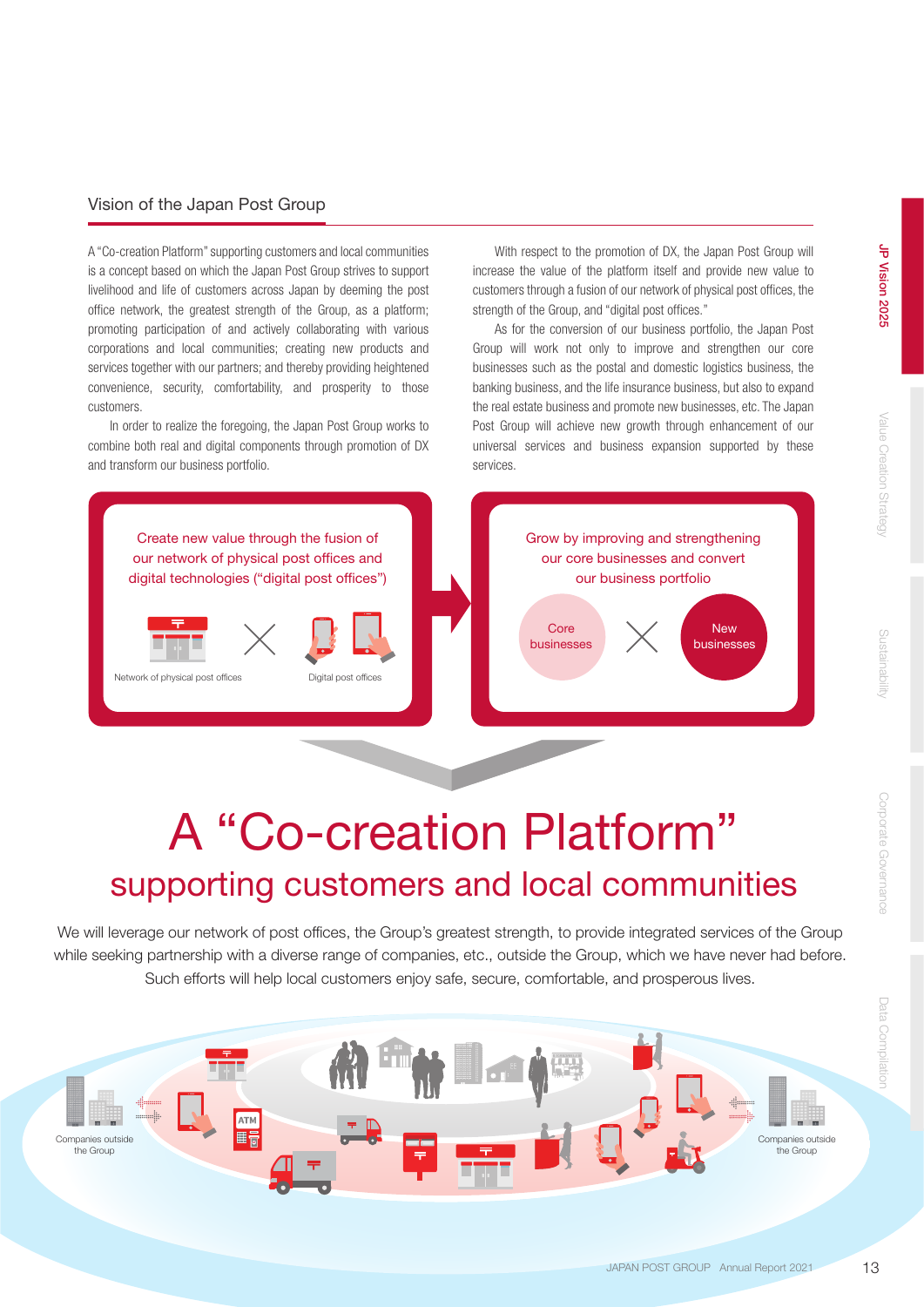## Vision of the Japan Post Group

A "Co-creation Platform" supporting customers and local communities is a concept based on which the Japan Post Group strives to support livelihood and life of customers across Japan by deeming the post office network, the greatest strength of the Group, as a platform; promoting participation of and actively collaborating with various corporations and local communities; creating new products and services together with our partners; and thereby providing heightened convenience, security, comfortability, and prosperity to those customers.

In order to realize the foregoing, the Japan Post Group works to combine both real and digital components through promotion of DX and transform our business portfolio.

With respect to the promotion of DX, the Japan Post Group will increase the value of the platform itself and provide new value to customers through a fusion of our network of physical post offices, the strength of the Group, and "digital post offices."

As for the conversion of our business portfolio, the Japan Post Group will work not only to improve and strengthen our core businesses such as the postal and domestic logistics business, the banking business, and the life insurance business, but also to expand the real estate business and promote new businesses, etc. The Japan Post Group will achieve new growth through enhancement of our universal services and business expansion supported by these services.

Create new value through the fusion of our network of physical post offices and digital technologies ("digital post offices")

Network of physical post offices × Digital post offices

Grow by improving and strengthening our core businesses and convert our business portfolio

Core businesses × New businesses

# A "Co-creation Platform"

## supporting customers and local communities

We will leverage our network of post offices, the Group's greatest strength, to provide integrated services of the Group while seeking partnership with a diverse range of companies, etc., outside the Group, which we have never had before. Such efforts will help local customers enjoy safe, secure, comfortable, and prosperous lives.

Companies outside the Group

ATM

Companies outside the Group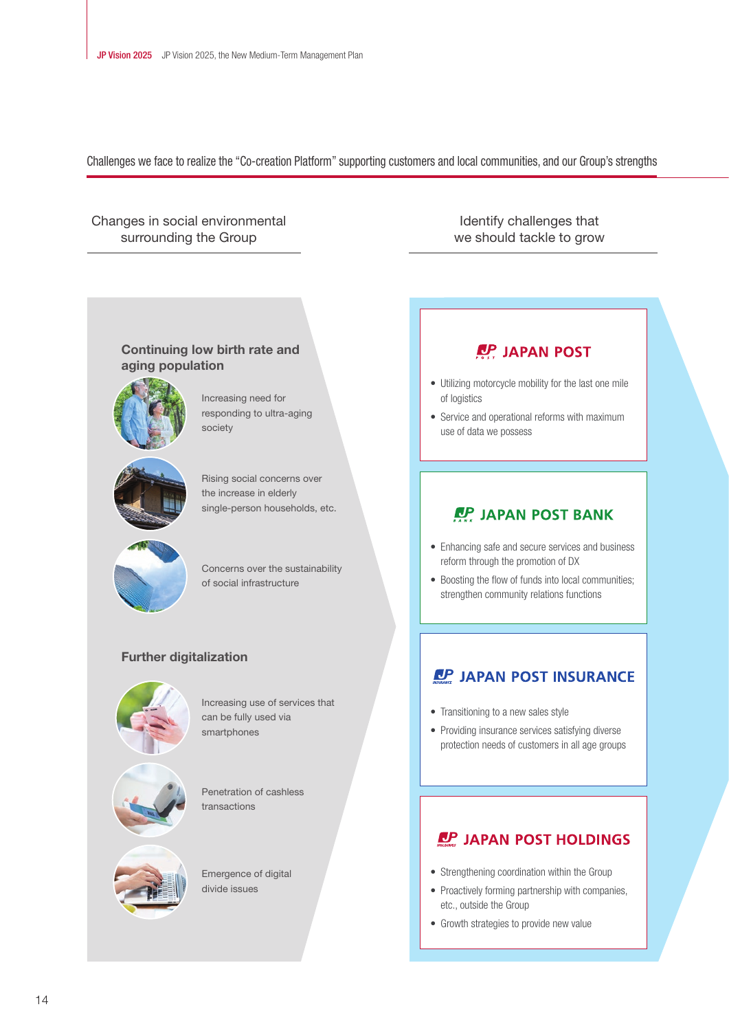## Challenges we face to realize the "Co-creation Platform" supporting customers and local communities, and our Group's strengths

### Changes in social environmental surrounding the Group

#### Continuing low birth rate and aging population

- Increasing need for responding to ultra-aging society
- Rising social concerns over the increase in elderly single-person households, etc.
- Concerns over the sustainability of social infrastructure

#### Further digitalization

- Increasing use of services that can be fully used via smartphones
- Penetration of cashless transactions
- Emergence of digital divide issues

### Identify challenges that we should tackle to grow

#### JAPAN POST

- Utilizing motorcycle mobility for the last one mile of logistics
- Service and operational reforms with maximum use of data we possess

#### JAPAN POST BANK

- Enhancing safe and secure services and business reform through the promotion of DX
- Boosting the flow of funds into local communities; strengthen community relations functions

#### JAPAN POST INSURANCE

- Transitioning to a new sales style
- Providing insurance services satisfying diverse protection needs of customers in all age groups

#### JAPAN POST HOLDINGS

- Strengthening coordination within the Group
- Proactively forming partnership with companies, etc., outside the Group
- Growth strategies to provide new value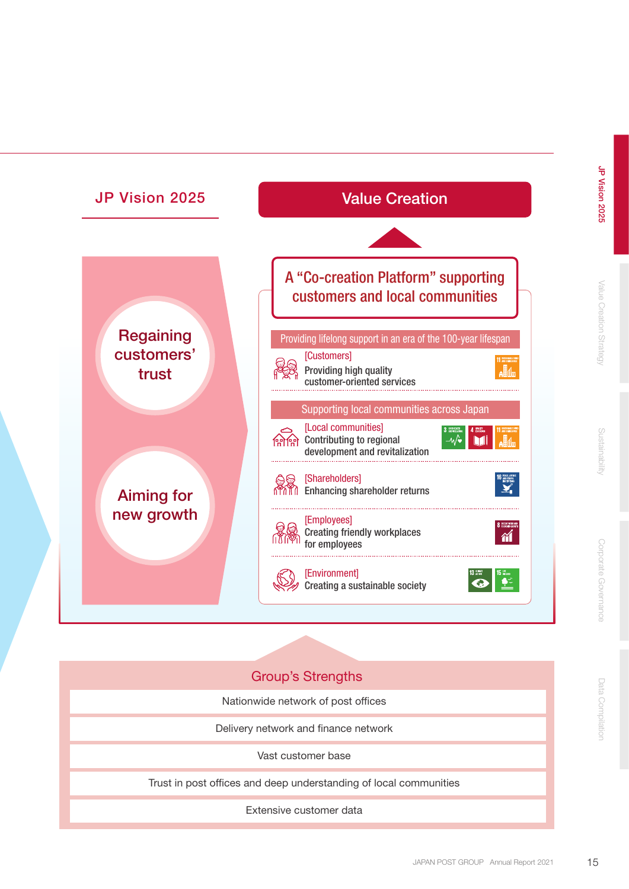## JP Vision 2025

Regaining customers' trust

Aiming for new growth

## Value Creation

### A "Co-creation Platform" supporting customers and local communities

**Providing lifelong support in an era of the 100-year lifespan**

[Customers]
Providing high quality customer-oriented services

**Supporting local communities across Japan**

[Local communities]
Contributing to regional development and revitalization

[Shareholders]
Enhancing shareholder returns

[Employees]
Creating friendly workplaces for employees

[Environment]
Creating a sustainable society

## Group's Strengths

- Nationwide network of post offices
- Delivery network and finance network
- Vast customer base
- Trust in post offices and deep understanding of local communities
- Extensive customer data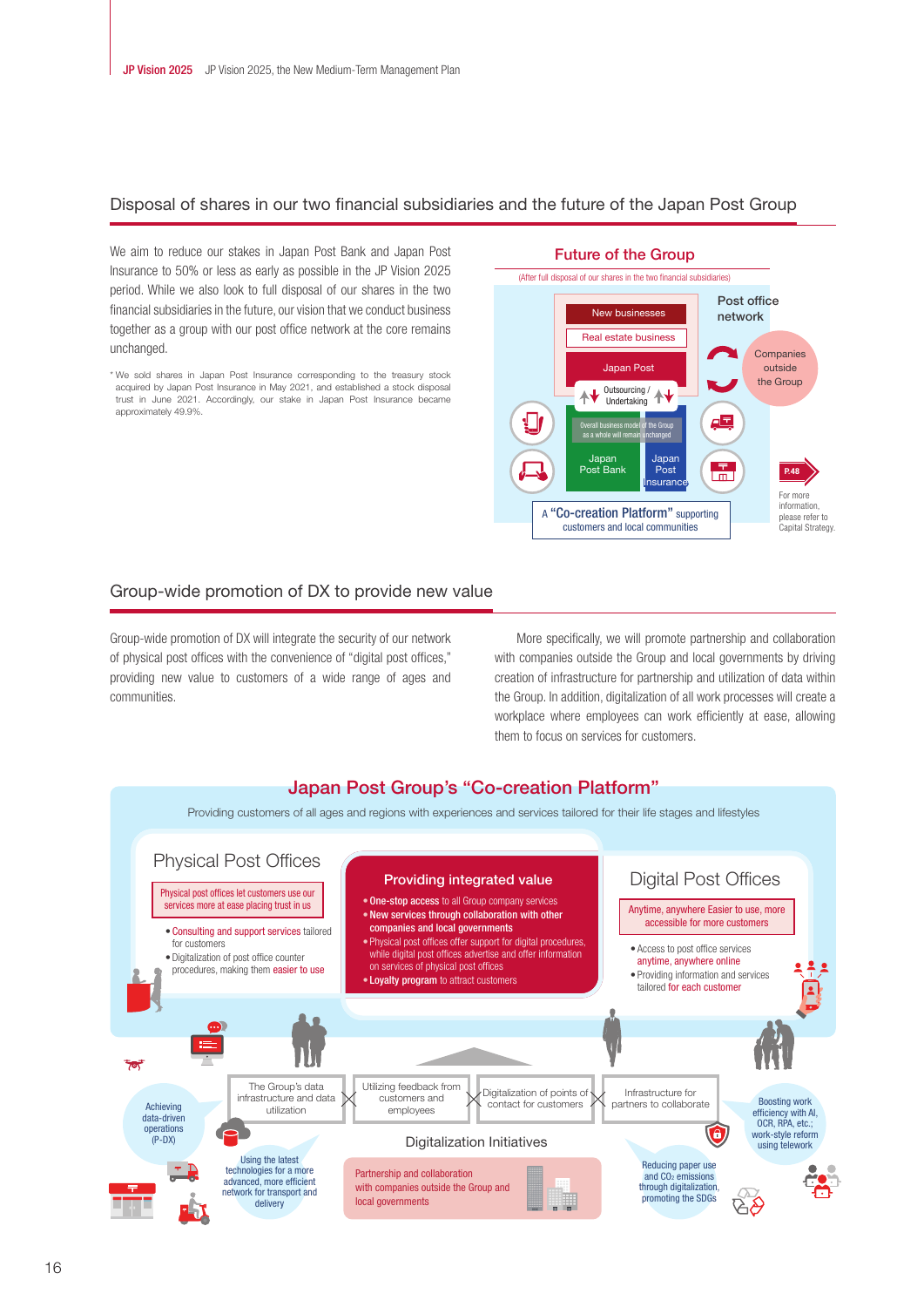## Disposal of shares in our two financial subsidiaries and the future of the Japan Post Group

We aim to reduce our stakes in Japan Post Bank and Japan Post Insurance to 50% or less as early as possible in the JP Vision 2025 period. While we also look to full disposal of our shares in the two financial subsidiaries in the future, our vision that we conduct business together as a group with our post office network at the core remains unchanged.

* We sold shares in Japan Post Insurance corresponding to the treasury stock acquired by Japan Post Insurance in May 2021, and established a stock disposal trust in June 2021. Accordingly, our stake in Japan Post Insurance became approximately 49.9%.

### Future of the Group

(After full disposal of our shares in the two financial subsidiaries)

- New businesses
- Real estate business
- Japan Post
- Outsourcing / Undertaking
- Overall business model of the Group as a whole will remain unchanged
- Japan Post Bank
- Japan Post Insurance
- Post office network
- Companies outside the Group
- A "Co-creation Platform" supporting customers and local communities

P.48 For more information, please refer to Capital Strategy.

## Group-wide promotion of DX to provide new value

Group-wide promotion of DX will integrate the security of our network of physical post offices with the convenience of "digital post offices," providing new value to customers of a wide range of ages and communities.

More specifically, we will promote partnership and collaboration with companies outside the Group and local governments by driving creation of infrastructure for partnership and utilization of data within the Group. In addition, digitalization of all work processes will create a workplace where employees can work efficiently at ease, allowing them to focus on services for customers.

### Japan Post Group's "Co-creation Platform"

Providing customers of all ages and regions with experiences and services tailored for their life stages and lifestyles

**Physical Post Offices**

Physical post offices let customers use our services more at ease placing trust in us

- Consulting and support services tailored for customers
- Digitalization of post office counter procedures, making them easier to use

**Providing integrated value**

- **One-stop access** to all Group company services
- **New services through collaboration with other companies and local governments**
- Physical post offices offer support for digital procedures, while digital post offices advertise and offer information on services of physical post offices
- **Loyalty program** to attract customers

**Digital Post Offices**

Anytime, anywhere Easier to use, more accessible for more customers

- Access to post office services anytime, anywhere online
- Providing information and services tailored for each customer

**Digitalization Initiatives**

- The Group's data infrastructure and data utilization
- Utilizing feedback from customers and employees
- Digitalization of points of contact for customers
- Infrastructure for partners to collaborate
- Achieving data-driven operations (P-DX)
- Using the latest technologies for a more advanced, more efficient network for transport and delivery
- Partnership and collaboration with companies outside the Group and local governments
- Reducing paper use and $CO_2$ emissions through digitalization, promoting the SDGs
- Boosting work efficiency with AI, OCR, RPA, etc.; work-style reform using telework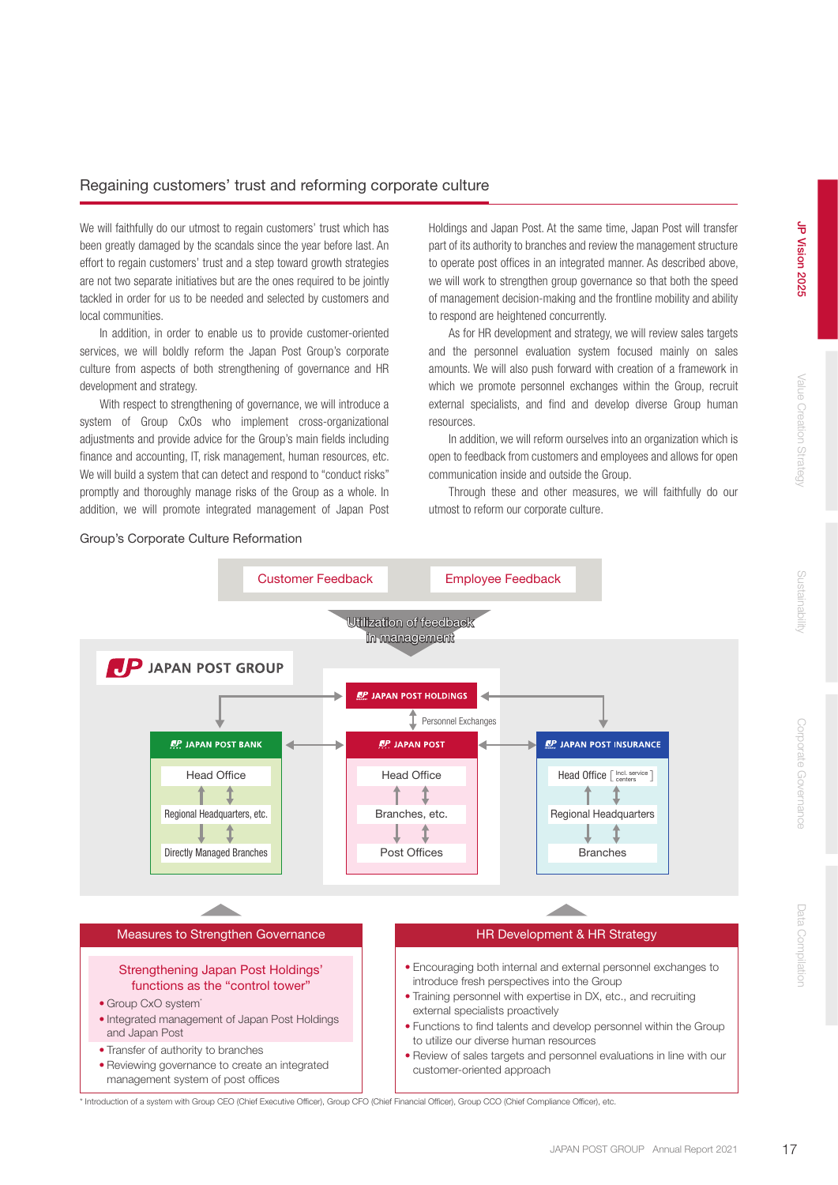## Regaining customers' trust and reforming corporate culture

We will faithfully do our utmost to regain customers' trust which has been greatly damaged by the scandals since the year before last. An effort to regain customers' trust and a step toward growth strategies are not two separate initiatives but are the ones required to be jointly tackled in order for us to be needed and selected by customers and local communities.

In addition, in order to enable us to provide customer-oriented services, we will boldly reform the Japan Post Group's corporate culture from aspects of both strengthening of governance and HR development and strategy.

With respect to strengthening of governance, we will introduce a system of Group CxOs who implement cross-organizational adjustments and provide advice for the Group's main fields including finance and accounting, IT, risk management, human resources, etc. We will build a system that can detect and respond to "conduct risks" promptly and thoroughly manage risks of the Group as a whole. In addition, we will promote integrated management of Japan Post Holdings and Japan Post. At the same time, Japan Post will transfer part of its authority to branches and review the management structure to operate post offices in an integrated manner. As described above, we will work to strengthen group governance so that both the speed of management decision-making and the frontline mobility and ability to respond are heightened concurrently.

As for HR development and strategy, we will review sales targets and the personnel evaluation system focused mainly on sales amounts. We will also push forward with creation of a framework in which we promote personnel exchanges within the Group, recruit external specialists, and find and develop diverse Group human resources.

In addition, we will reform ourselves into an organization which is open to feedback from customers and employees and allows for open communication inside and outside the Group.

Through these and other measures, we will faithfully do our utmost to reform our corporate culture.

### Group's Corporate Culture Reformation

Customer Feedback | Employee Feedback

Utilization of feedback in management

JAPAN POST GROUP

- JAPAN POST HOLDINGS
  - Personnel Exchanges
- JAPAN POST BANK: Head Office / Regional Headquarters, etc. / Directly Managed Branches
- JAPAN POST: Head Office / Branches, etc. / Post Offices
- JAPAN POST INSURANCE: Head Office [Incl. service centers] / Regional Headquarters / Branches

**Measures to Strengthen Governance**

Strengthening Japan Post Holdings' functions as the "control tower"

- Group CxO system*
- Integrated management of Japan Post Holdings and Japan Post
- Transfer of authority to branches
- Reviewing governance to create an integrated management system of post offices

**HR Development & HR Strategy**

- Encouraging both internal and external personnel exchanges to introduce fresh perspectives into the Group
- Training personnel with expertise in DX, etc., and recruiting external specialists proactively
- Functions to find talents and develop personnel within the Group to utilize our diverse human resources
- Review of sales targets and personnel evaluations in line with our customer-oriented approach

* Introduction of a system with Group CEO (Chief Executive Officer), Group CFO (Chief Financial Officer), Group CCO (Chief Compliance Officer), etc.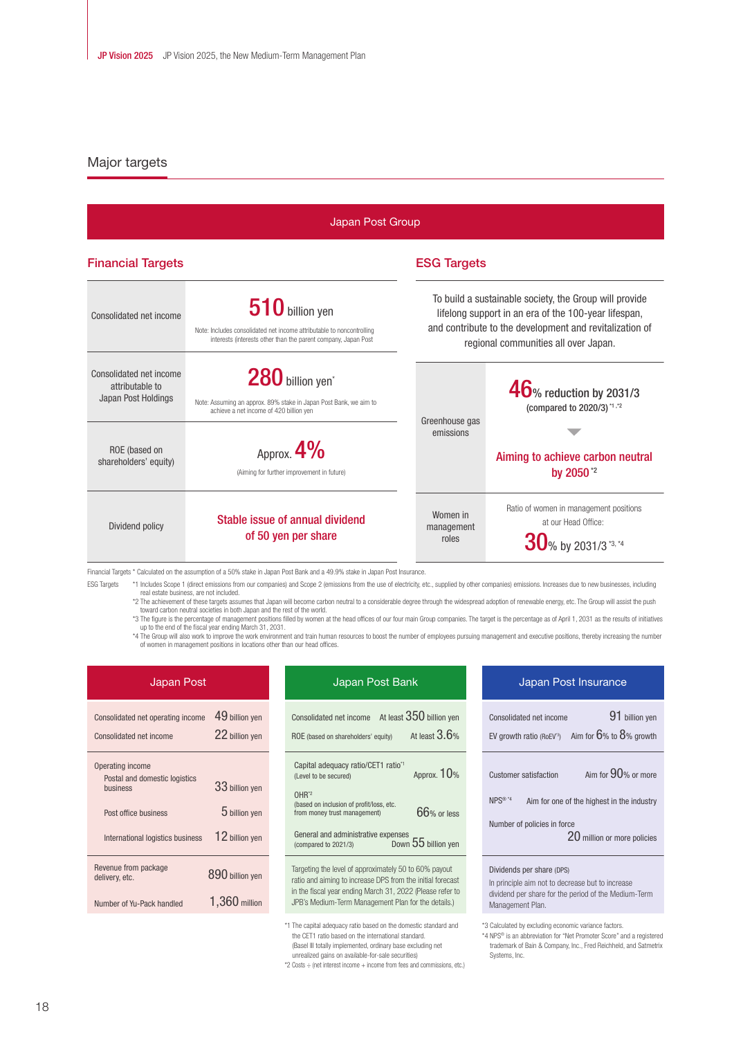## Major targets

### Japan Post Group

#### Financial Targets

| | |
|---|---|
| Consolidated net income | **510** billion yen<br>Note: Includes consolidated net income attributable to noncontrolling interests (interests other than the parent company, Japan Post |
| Consolidated net income attributable to Japan Post Holdings | **280** billion yen*<br>Note: Assuming an approx. 89% stake in Japan Post Bank, we aim to achieve a net income of 420 billion yen |
| ROE (based on shareholders' equity) | Approx. **4%**<br>(Aiming for further improvement in future) |
| Dividend policy | **Stable issue of annual dividend of 50 yen per share** |

#### ESG Targets

To build a sustainable society, the Group will provide lifelong support in an era of the 100-year lifespan, and contribute to the development and revitalization of regional communities all over Japan.

| | |
|---|---|
| Greenhouse gas emissions | **46**% reduction by 2031/3 (compared to 2020/3) *1,*2<br>▼<br>**Aiming to achieve carbon neutral by 2050** *2 |
| Women in management roles | Ratio of women in management positions at our Head Office:<br>**30**% by 2031/3 *3, *4 |

Financial Targets * Calculated on the assumption of a 50% stake in Japan Post Bank and a 49.9% stake in Japan Post Insurance.

ESG Targets
*1 Includes Scope 1 (direct emissions from our companies) and Scope 2 (emissions from the use of electricity, etc., supplied by other companies) emissions. Increases due to new businesses, including real estate business, are not included.
*2 The achievement of these targets assumes that Japan will become carbon neutral to a considerable degree through the widespread adoption of renewable energy, etc. The Group will assist the push toward carbon neutral societies in both Japan and the rest of the world.
*3 The figure is the percentage of management positions filled by women at the head offices of our four main Group companies. The target is the percentage as of April 1, 2031 as the results of initiatives up to the end of the fiscal year ending March 31, 2031.
*4 The Group will also work to improve the work environment and train human resources to boost the number of employees pursuing management and executive positions, thereby increasing the number of women in management positions in locations other than our head offices.

### Japan Post

| | |
|---|---|
| Consolidated net operating income | 49 billion yen |
| Consolidated net income | 22 billion yen |
| Operating income | |
| Postal and domestic logistics business | 33 billion yen |
| Post office business | 5 billion yen |
| International logistics business | 12 billion yen |
| Revenue from package delivery, etc. | 890 billion yen |
| Number of Yu-Pack handled | 1,360 million |

### Japan Post Bank

| | |
|---|---|
| Consolidated net income | At least 350 billion yen |
| ROE (based on shareholders' equity) | At least 3.6% |
| Capital adequacy ratio/CET1 ratio*1 (Level to be secured) | Approx. 10% |
| OHR*2 (based on inclusion of profit/loss, etc. from money trust management) | 66% or less |
| General and administrative expenses (compared to 2021/3) | Down 55 billion yen |

Targeting the level of approximately 50 to 60% payout ratio and aiming to increase DPS from the initial forecast in the fiscal year ending March 31, 2022 (Please refer to JPB's Medium-Term Management Plan for the details.)

*1 The capital adequacy ratio based on the domestic standard and the CET1 ratio based on the international standard. (Basel III totally implemented, ordinary base excluding net unrealized gains on available-for-sale securities)
*2 Costs ÷ (net interest income + income from fees and commissions, etc.)

### Japan Post Insurance

| | |
|---|---|
| Consolidated net income | 91 billion yen |
| EV growth ratio (RoEV*3) | Aim for 6% to 8% growth |
| Customer satisfaction | Aim for 90% or more |
| NPS® *4 | Aim for one of the highest in the industry |
| Number of policies in force | 20 million or more policies |

Dividends per share (DPS)
In principle aim not to decrease but to increase dividend per share for the period of the Medium-Term Management Plan.

*3 Calculated by excluding economic variance factors.
*4 NPS® is an abbreviation for "Net Promoter Score" and a registered trademark of Bain & Company, Inc., Fred Reichheld, and Satmetrix Systems, Inc.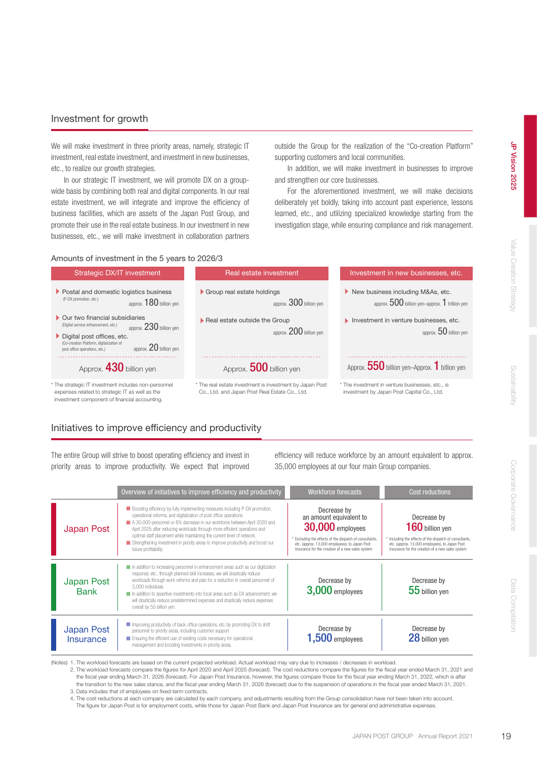## Investment for growth

We will make investment in three priority areas, namely, strategic IT investment, real estate investment, and investment in new businesses, etc., to realize our growth strategies.

In our strategic IT investment, we will promote DX on a group-wide basis by combining both real and digital components. In our real estate investment, we will integrate and improve the efficiency of business facilities, which are assets of the Japan Post Group, and promote their use in the real estate business. In our investment in new businesses, etc., we will make investment in collaboration partners outside the Group for the realization of the "Co-creation Platform" supporting customers and local communities.

In addition, we will make investment in businesses to improve and strengthen our core businesses.

For the aforementioned investment, we will make decisions deliberately yet boldly, taking into account past experience, lessons learned, etc., and utilizing specialized knowledge starting from the investigation stage, while ensuring compliance and risk management.

### Amounts of investment in the 5 years to 2026/3

| Strategic DX/IT investment | Real estate investment | Investment in new businesses, etc. |
|---|---|---|
| Postal and domestic logistics business (P-DX promotion, etc.) approx. 180 billion yen | Group real estate holdings approx. 300 billion yen | New business including M&As, etc. approx. 500 billion yen–approx. 1 trillion yen |
| Our two financial subsidiaries (Digital service enhancement, etc.) approx. 230 billion yen | Real estate outside the Group approx. 200 billion yen | Investment in venture businesses, etc. approx. 50 billion yen |
| Digital post offices, etc. (Co-creation Platform, digitalization of post office operations, etc.) approx. 20 billion yen | | |
| Approx. 430 billion yen | Approx. 500 billion yen | Approx. 550 billion yen–Approx. 1 billion yen |

* The strategic IT investment includes non-personnel expenses related to strategic IT as well as the investment component of financial accounting.

* The real estate investment is investment by Japan Post Co., Ltd. and Japan Post Real Estate Co., Ltd.

* The investment in venture businesses, etc., is investment by Japan Post Capital Co., Ltd.

## Initiatives to improve efficiency and productivity

The entire Group will strive to boost operating efficiency and invest in priority areas to improve productivity. We expect that improved efficiency will reduce workforce by an amount equivalent to approx. 35,000 employees at our four main Group companies.

| | Overview of initiatives to improve efficiency and productivity | Workforce forecasts | Cost reductions |
|---|---|---|---|
| Japan Post | ■ Boosting efficiency by fully implementing measures including P-DX promotion, operational reforms, and digitalization of post office operations.<br>■ A 30,000-personnel or 8% decrease in our workforce between April 2020 and April 2025 after reducing workloads through more efficient operations and optimal staff placement while maintaining the current level of network.<br>■ Strengthening investment in priority areas to improve productivity and boost our future profitability. | Decrease by an amount equivalent to 30,000 employees<br>* Excluding the effects of the dispatch of consultants, etc. (approx. 13,000 employees), to Japan Post Insurance for the creation of a new sales system | Decrease by 160 billion yen<br>* Including the effects of the dispatch of consultants, etc. (approx. 13,000 employees), to Japan Post Insurance for the creation of a new sales system |
| Japan Post Bank | ■ In addition to increasing personnel in enhancement areas such as our digitization response, etc., through planned skill increases, we will drastically reduce workloads through work reforms and plan for a reduction in overall personnel of 3,000 individuals.<br>■ In addition to assertive investments into focal areas such as DX advancement, we will drastically reduce predetermined expenses and drastically reduce expenses overall by 55 billion yen. | Decrease by 3,000 employees | Decrease by 55 billion yen |
| Japan Post Insurance | ■ Improving productivity of back-office operations, etc. by promoting DX to shift personnel to priority areas, including customer support<br>■ Ensuring the efficient use of existing costs necessary for operational management and boosting investments in priority areas. | Decrease by 1,500 employees | Decrease by 28 billion yen |

(Notes)
1. The workload forecasts are based on the current projected workload. Actual workload may vary due to increases / decreases in workload.
2. The workload forecasts compare the figures for April 2020 and April 2025 (forecast). The cost reductions compare the figures for the fiscal year ended March 31, 2021 and the fiscal year ending March 31, 2026 (forecast). For Japan Post Insurance, however, the figures compare those for the fiscal year ending March 31, 2022, which is after the transition to the new sales stance, and the fiscal year ending March 31, 2026 (forecast) due to the suspension of operations in the fiscal year ended March 31, 2021.
3. Data includes that of employees on fixed-term contracts.
4. The cost reductions at each company are calculated by each company, and adjustments resulting from the Group consolidation have not been taken into account. The figure for Japan Post is for employment costs, while those for Japan Post Bank and Japan Post Insurance are for general and administrative expenses.